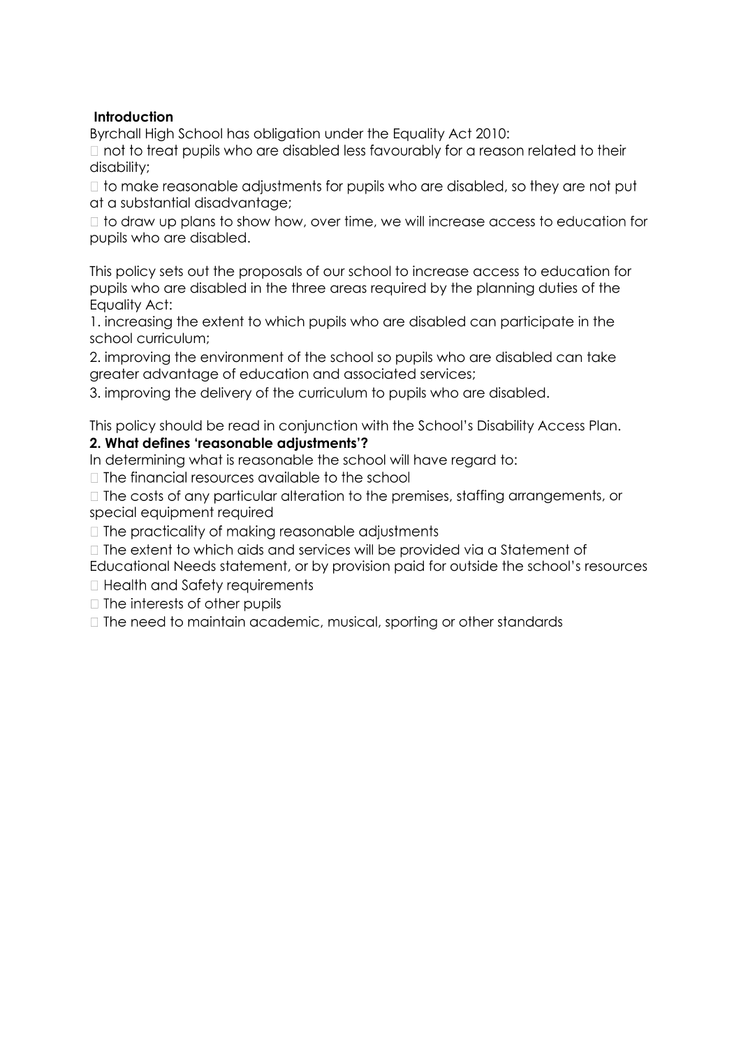**Introduction**

Byrchall High School has obligation under the Equality Act 2010:

- not to treat pupils who are disabled less favourably for a reason related to their disability;
- to make reasonable adjustments for pupils who are disabled, so they are not put at a substantial disadvantage;
- to draw up plans to show how, over time, we will increase access to education for pupils who are disabled.

This policy sets out the proposals of our school to increase access to education for pupils who are disabled in the three areas required by the planning duties of the Equality Act:

1. increasing the extent to which pupils who are disabled can participate in the school curriculum;
2. improving the environment of the school so pupils who are disabled can take greater advantage of education and associated services;
3. improving the delivery of the curriculum to pupils who are disabled.

This policy should be read in conjunction with the School's Disability Access Plan.

**2. What defines 'reasonable adjustments'?**

In determining what is reasonable the school will have regard to:

- The financial resources available to the school
- The costs of any particular alteration to the premises, staffing arrangements, or special equipment required
- The practicality of making reasonable adjustments
- The extent to which aids and services will be provided via a Statement of Educational Needs statement, or by provision paid for outside the school's resources
- Health and Safety requirements
- The interests of other pupils
- The need to maintain academic, musical, sporting or other standards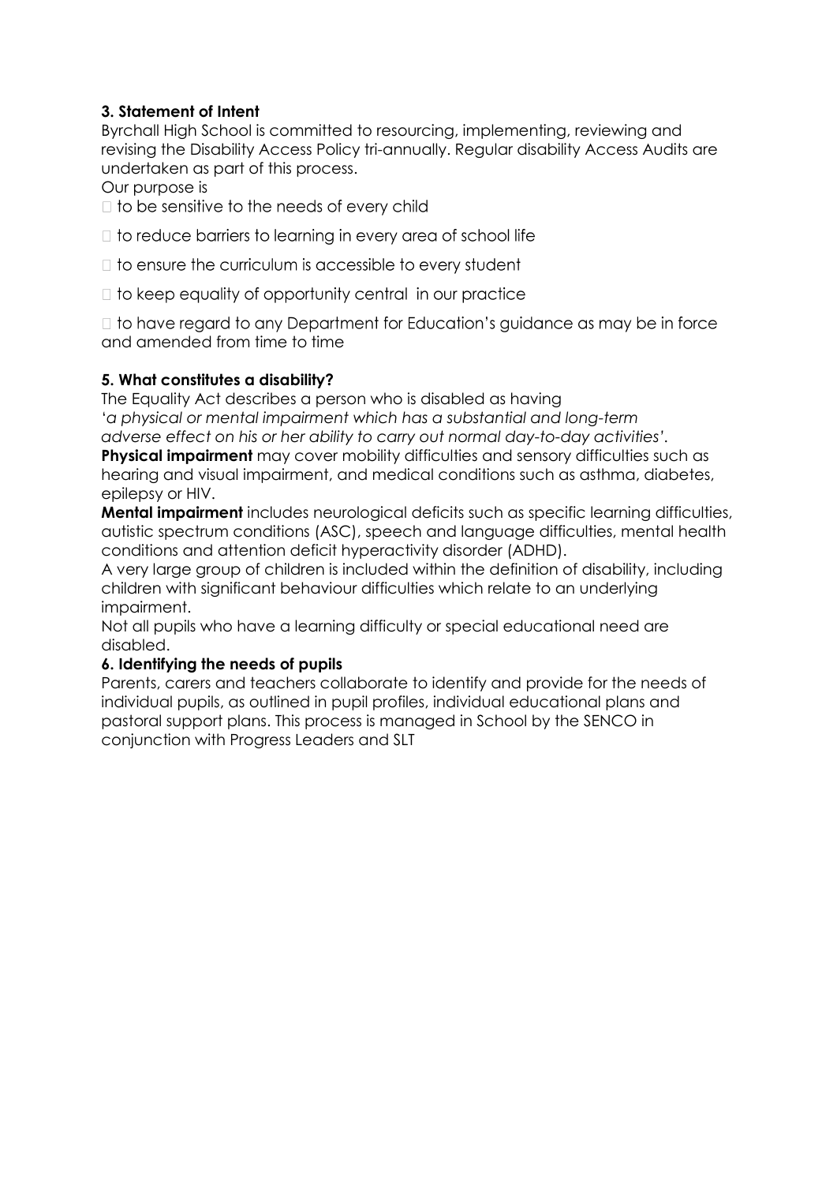**3. Statement of Intent**

Byrchall High School is committed to resourcing, implementing, reviewing and revising the Disability Access Policy tri-annually. Regular disability Access Audits are undertaken as part of this process.

Our purpose is

- to be sensitive to the needs of every child
- to reduce barriers to learning in every area of school life
- to ensure the curriculum is accessible to every student
- to keep equality of opportunity central in our practice
- to have regard to any Department for Education's guidance as may be in force and amended from time to time

**5. What constitutes a disability?**

The Equality Act describes a person who is disabled as having '*a physical or mental impairment which has a substantial and long-term adverse effect on his or her ability to carry out normal day-to-day activities'*.

**Physical impairment** may cover mobility difficulties and sensory difficulties such as hearing and visual impairment, and medical conditions such as asthma, diabetes, epilepsy or HIV.

**Mental impairment** includes neurological deficits such as specific learning difficulties, autistic spectrum conditions (ASC), speech and language difficulties, mental health conditions and attention deficit hyperactivity disorder (ADHD).

A very large group of children is included within the definition of disability, including children with significant behaviour difficulties which relate to an underlying impairment.

Not all pupils who have a learning difficulty or special educational need are disabled.

**6. Identifying the needs of pupils**

Parents, carers and teachers collaborate to identify and provide for the needs of individual pupils, as outlined in pupil profiles, individual educational plans and pastoral support plans. This process is managed in School by the SENCO in conjunction with Progress Leaders and SLT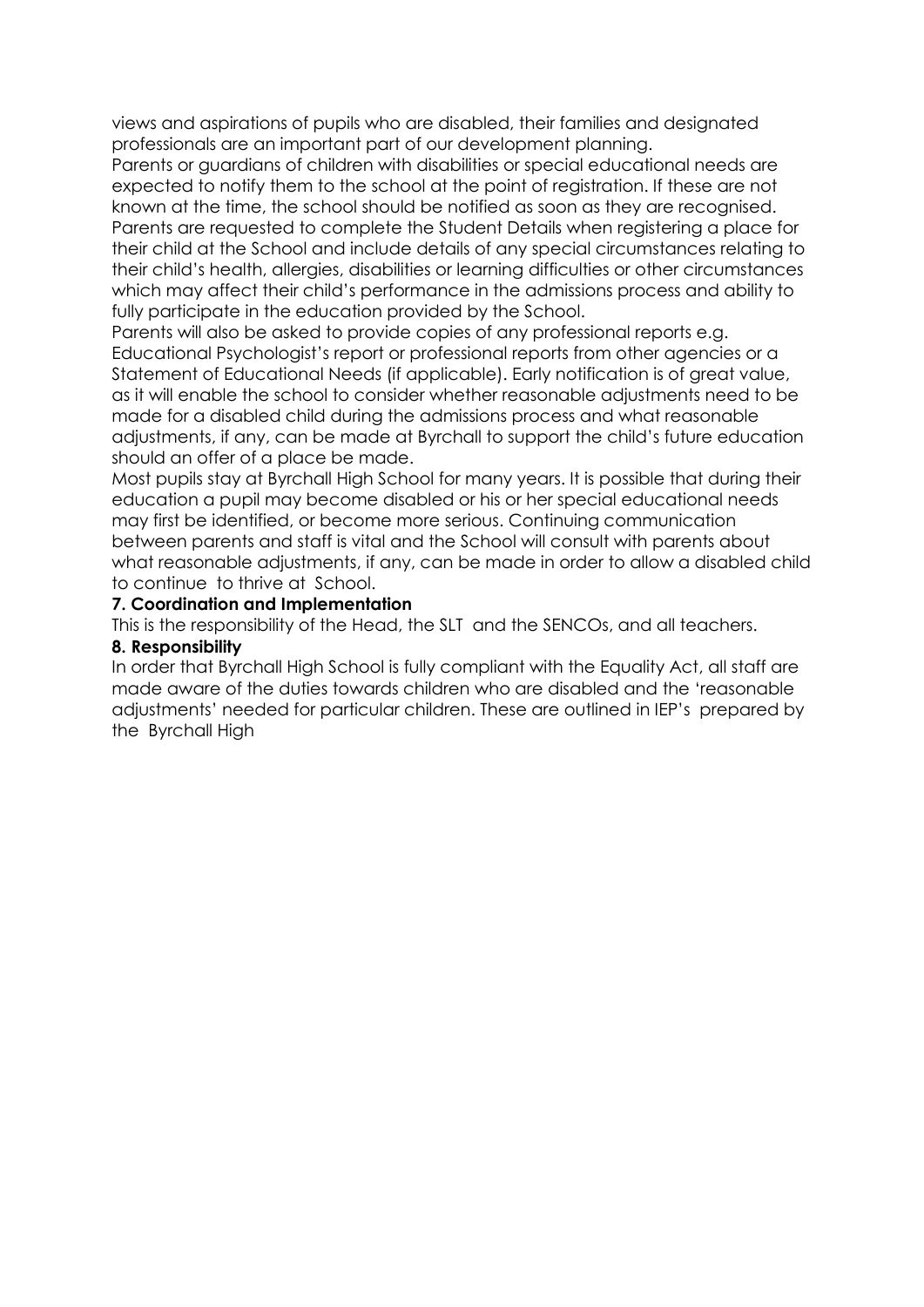views and aspirations of pupils who are disabled, their families and designated professionals are an important part of our development planning.

Parents or guardians of children with disabilities or special educational needs are expected to notify them to the school at the point of registration. If these are not known at the time, the school should be notified as soon as they are recognised. Parents are requested to complete the Student Details when registering a place for their child at the School and include details of any special circumstances relating to their child's health, allergies, disabilities or learning difficulties or other circumstances which may affect their child's performance in the admissions process and ability to fully participate in the education provided by the School.

Parents will also be asked to provide copies of any professional reports e.g. Educational Psychologist's report or professional reports from other agencies or a Statement of Educational Needs (if applicable). Early notification is of great value, as it will enable the school to consider whether reasonable adjustments need to be made for a disabled child during the admissions process and what reasonable adjustments, if any, can be made at Byrchall to support the child's future education should an offer of a place be made.

Most pupils stay at Byrchall High School for many years. It is possible that during their education a pupil may become disabled or his or her special educational needs may first be identified, or become more serious. Continuing communication between parents and staff is vital and the School will consult with parents about what reasonable adjustments, if any, can be made in order to allow a disabled child to continue to thrive at School.

**7. Coordination and Implementation**

This is the responsibility of the Head, the SLT and the SENCOs, and all teachers.

**8. Responsibility**

In order that Byrchall High School is fully compliant with the Equality Act, all staff are made aware of the duties towards children who are disabled and the 'reasonable adjustments' needed for particular children. These are outlined in IEP's prepared by the Byrchall High